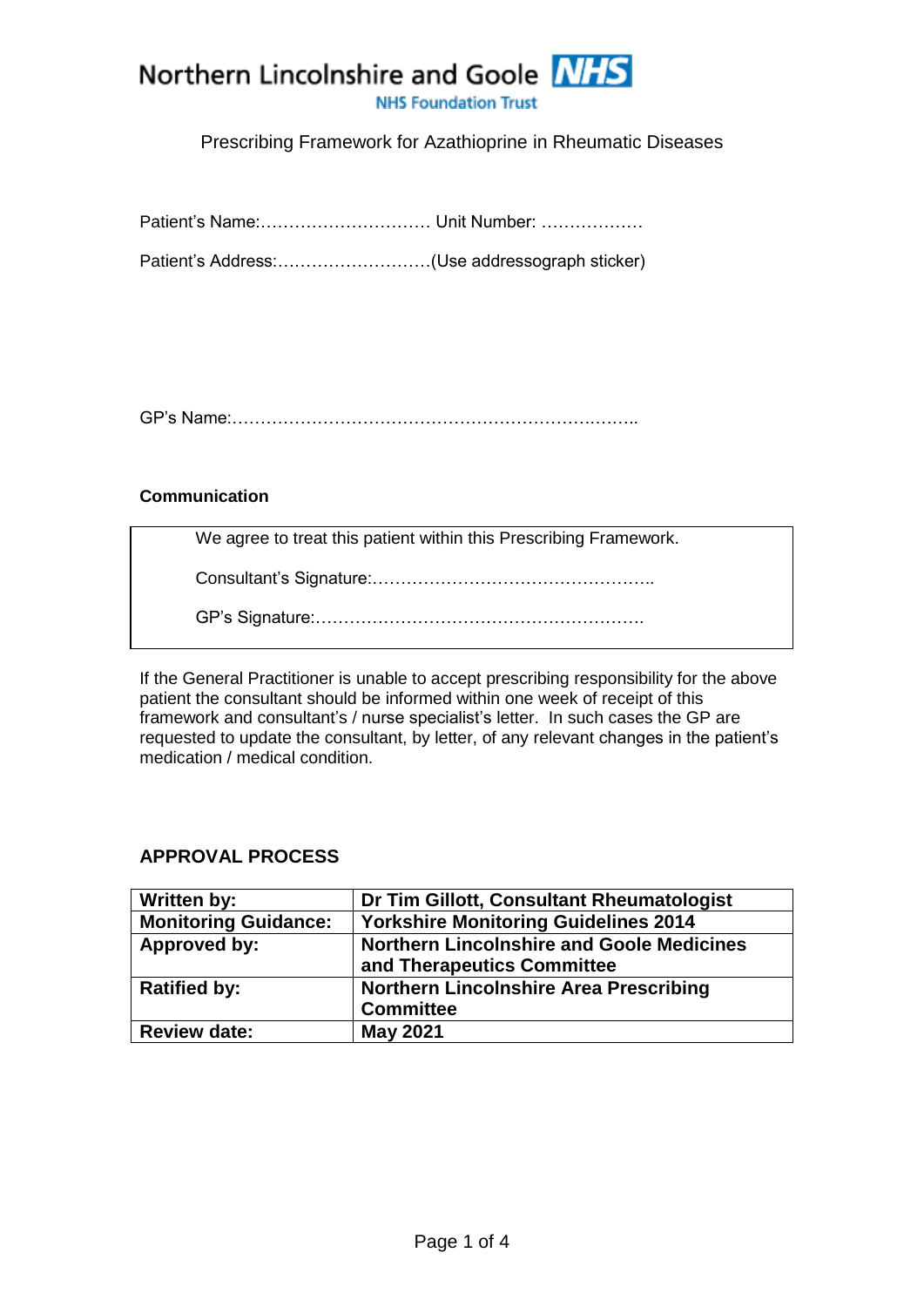Northern Lincolnshire and Goole NHS

NHS Foundation Trust

# Prescribing Framework for Azathioprine in Rheumatic Diseases

Patient's Name:………………………… Unit Number: ………………

Patient's Address:………………………(Use addressograph sticker)

GP's Name:……………………………………………………………..

### Communication

| We agree to treat this patient within this Prescribing Framework.<br><br>Consultant's Signature:…………………………………………..<br><br>GP's Signature:…………………………………………………. |
|---|

If the General Practitioner is unable to accept prescribing responsibility for the above patient the consultant should be informed within one week of receipt of this framework and consultant's / nurse specialist's letter. In such cases the GP are requested to update the consultant, by letter, of any relevant changes in the patient's medication / medical condition.

## APPROVAL PROCESS

| **Written by:** | **Dr Tim Gillott, Consultant Rheumatologist** |
|---|---|
| **Monitoring Guidance:** | **Yorkshire Monitoring Guidelines 2014** |
| **Approved by:** | **Northern Lincolnshire and Goole Medicines and Therapeutics Committee** |
| **Ratified by:** | **Northern Lincolnshire Area Prescribing Committee** |
| **Review date:** | **May 2021** |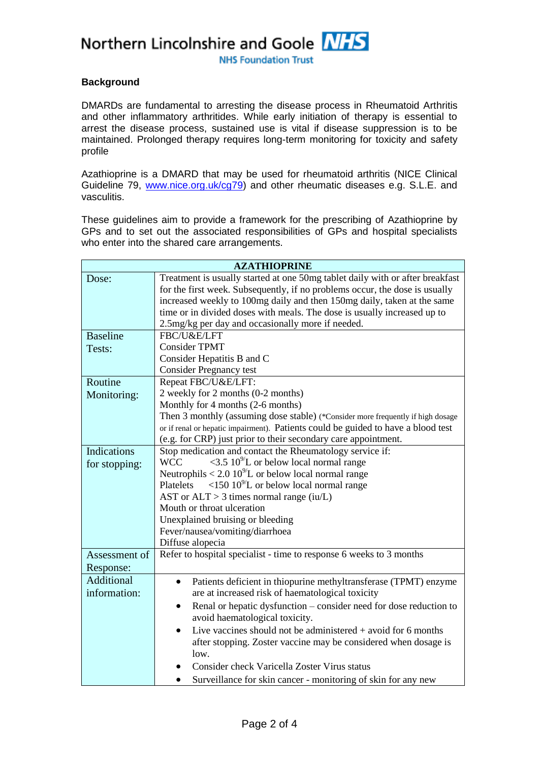## Background

DMARDs are fundamental to arresting the disease process in Rheumatoid Arthritis and other inflammatory arthritides. While early initiation of therapy is essential to arrest the disease process, sustained use is vital if disease suppression is to be maintained. Prolonged therapy requires long-term monitoring for toxicity and safety profile

Azathioprine is a DMARD that may be used for rheumatoid arthritis (NICE Clinical Guideline 79, www.nice.org.uk/cg79) and other rheumatic diseases e.g. S.L.E. and vasculitis.

These guidelines aim to provide a framework for the prescribing of Azathioprine by GPs and to set out the associated responsibilities of GPs and hospital specialists who enter into the shared care arrangements.

| **AZATHIOPRINE** | |
|---|---|
| Dose: | Treatment is usually started at one 50mg tablet daily with or after breakfast for the first week. Subsequently, if no problems occur, the dose is usually increased weekly to 100mg daily and then 150mg daily, taken at the same time or in divided doses with meals. The dose is usually increased up to 2.5mg/kg per day and occasionally more if needed. |
| Baseline Tests: | FBC/U&E/LFT<br>Consider TPMT<br>Consider Hepatitis B and C<br>Consider Pregnancy test |
| Routine Monitoring: | Repeat FBC/U&E/LFT:<br>2 weekly for 2 months (0-2 months)<br>Monthly for 4 months (2-6 months)<br>Then 3 monthly (assuming dose stable) (*Consider more frequently if high dosage or if renal or hepatic impairment). Patients could be guided to have a blood test (e.g. for CRP) just prior to their secondary care appointment. |
| Indications for stopping: | Stop medication and contact the Rheumatology service if:<br>WCC <3.5 $10^9$/L or below local normal range<br>Neutrophils < 2.0 $10^9$/L or below local normal range<br>Platelets <150 $10^9$/L or below local normal range<br>AST or ALT > 3 times normal range (iu/L)<br>Mouth or throat ulceration<br>Unexplained bruising or bleeding<br>Fever/nausea/vomiting/diarrhoea<br>Diffuse alopecia |
| Assessment of Response: | Refer to hospital specialist - time to response 6 weeks to 3 months |
| Additional information: | • Patients deficient in thiopurine methyltransferase (TPMT) enzyme are at increased risk of haematological toxicity<br>• Renal or hepatic dysfunction – consider need for dose reduction to avoid haematological toxicity.<br>• Live vaccines should not be administered + avoid for 6 months after stopping. Zoster vaccine may be considered when dosage is low.<br>• Consider check Varicella Zoster Virus status<br>• Surveillance for skin cancer - monitoring of skin for any new |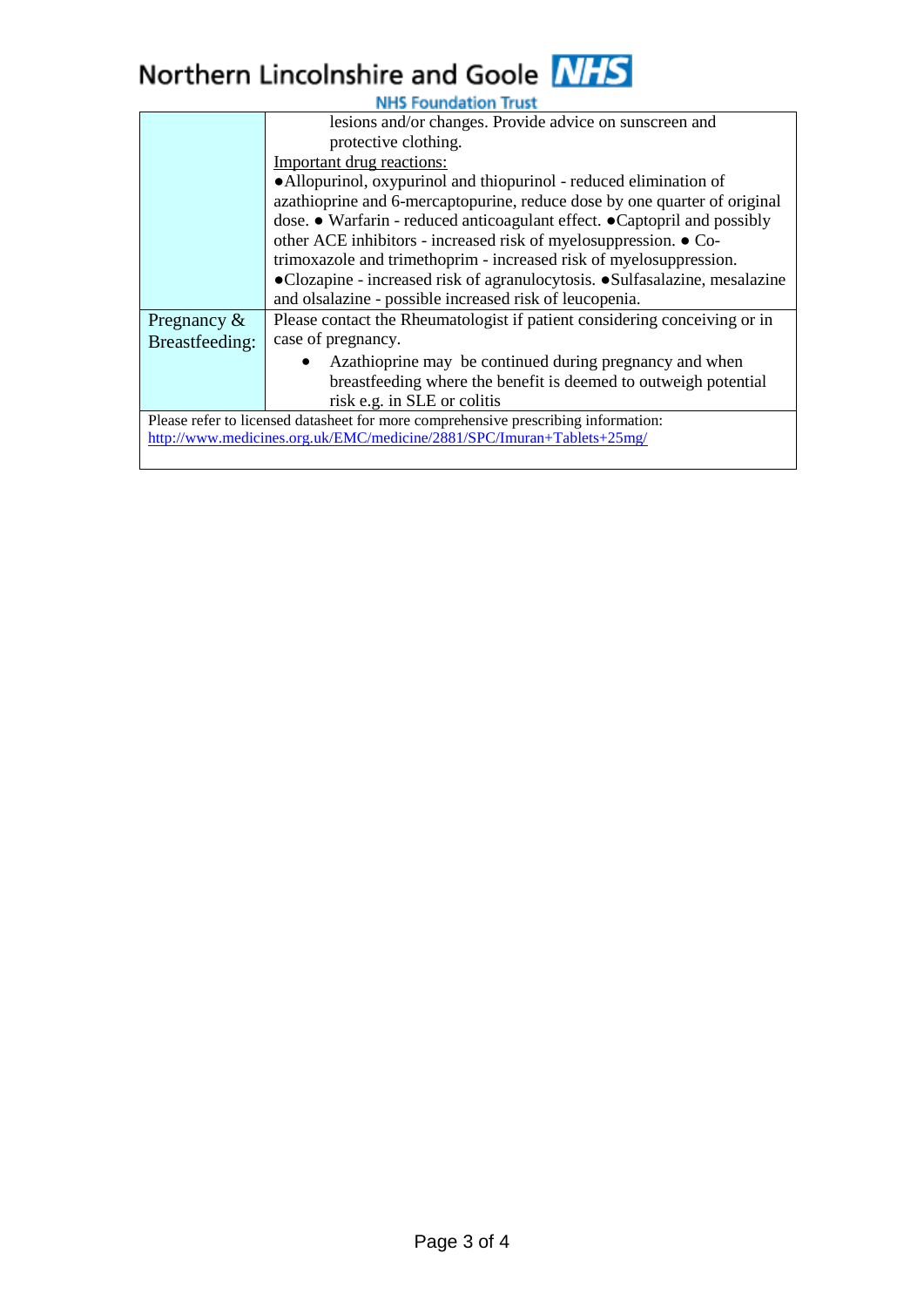| | |
|---|---|
| | lesions and/or changes. Provide advice on sunscreen and protective clothing.<br>Important drug reactions:<br>●Allopurinol, oxypurinol and thiopurinol - reduced elimination of azathioprine and 6-mercaptopurine, reduce dose by one quarter of original dose. ● Warfarin - reduced anticoagulant effect. ●Captopril and possibly other ACE inhibitors - increased risk of myelosuppression. ● Co-trimoxazole and trimethoprim - increased risk of myelosuppression. ●Clozapine - increased risk of agranulocytosis. ●Sulfasalazine, mesalazine and olsalazine - possible increased risk of leucopenia. |
| Pregnancy & Breastfeeding: | Please contact the Rheumatologist if patient considering conceiving or in case of pregnancy.<br>• Azathioprine may be continued during pregnancy and when breastfeeding where the benefit is deemed to outweigh potential risk e.g. in SLE or colitis |

Please refer to licensed datasheet for more comprehensive prescribing information:
http://www.medicines.org.uk/EMC/medicine/2881/SPC/Imuran+Tablets+25mg/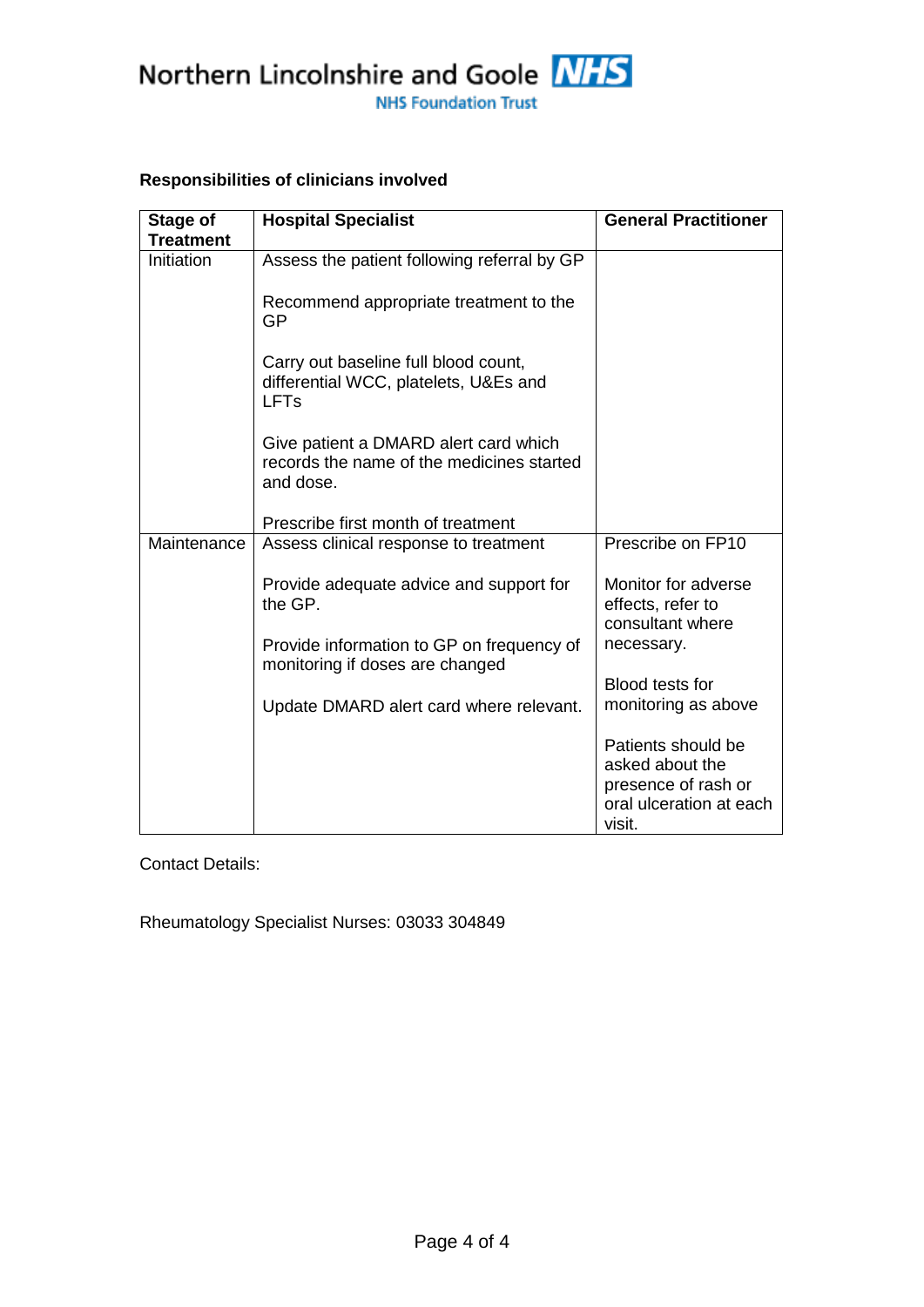**Responsibilities of clinicians involved**

| Stage of Treatment | Hospital Specialist | General Practitioner |
|---|---|---|
| Initiation | Assess the patient following referral by GP<br><br>Recommend appropriate treatment to the GP<br><br>Carry out baseline full blood count, differential WCC, platelets, U&Es and LFTs<br><br>Give patient a DMARD alert card which records the name of the medicines started and dose.<br><br>Prescribe first month of treatment | |
| Maintenance | Assess clinical response to treatment<br><br>Provide adequate advice and support for the GP.<br><br>Provide information to GP on frequency of monitoring if doses are changed<br><br>Update DMARD alert card where relevant. | Prescribe on FP10<br><br>Monitor for adverse effects, refer to consultant where necessary.<br><br>Blood tests for monitoring as above<br><br>Patients should be asked about the presence of rash or oral ulceration at each visit. |

Contact Details:

Rheumatology Specialist Nurses: 03033 304849